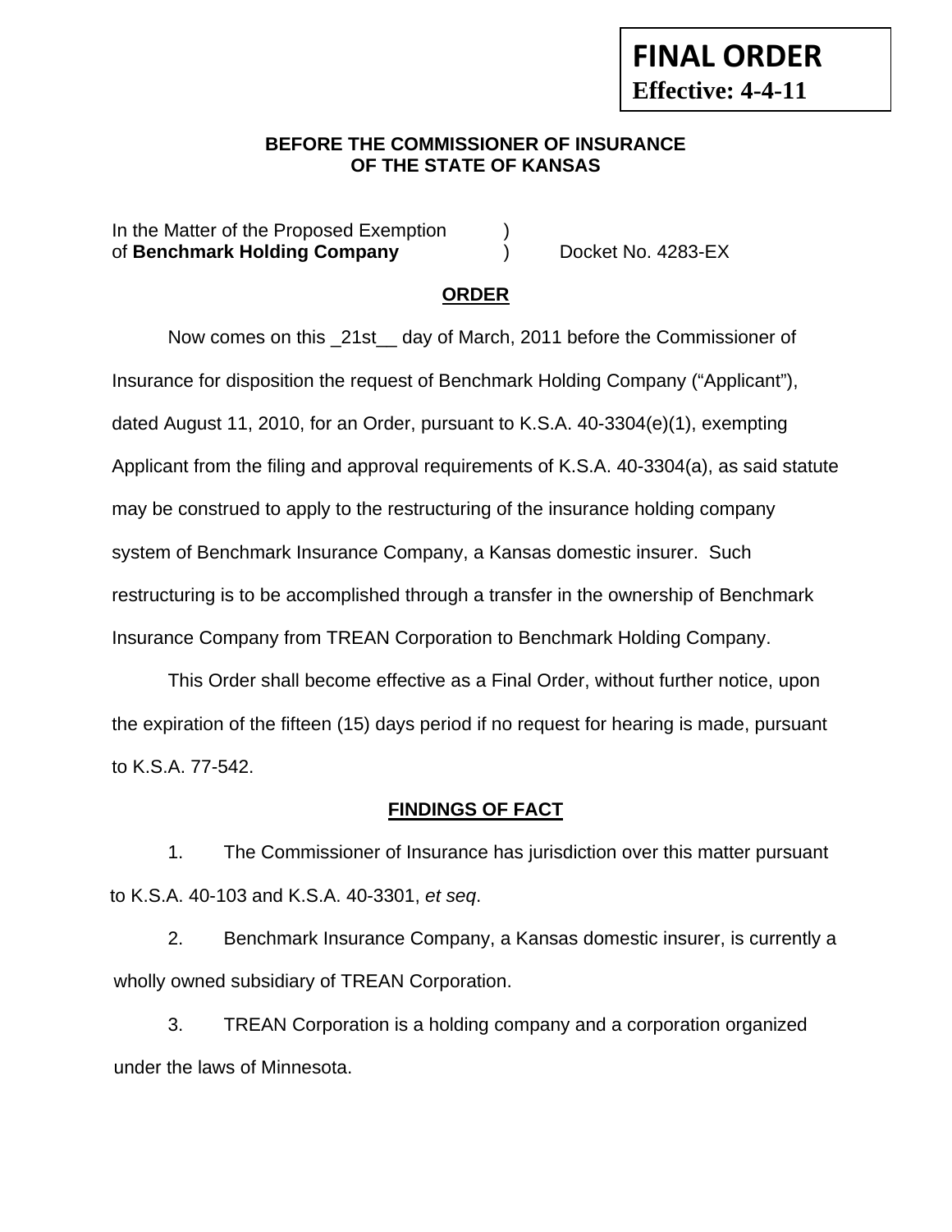**FINAL ORDER**
**Effective: 4-4-11**

**BEFORE THE COMMISSIONER OF INSURANCE**
**OF THE STATE OF KANSAS**

In the Matter of the Proposed Exemption )
of **Benchmark Holding Company** ) Docket No. 4283-EX

## ORDER

Now comes on this _21st__ day of March, 2011 before the Commissioner of Insurance for disposition the request of Benchmark Holding Company ("Applicant"), dated August 11, 2010, for an Order, pursuant to K.S.A. 40-3304(e)(1), exempting Applicant from the filing and approval requirements of K.S.A. 40-3304(a), as said statute may be construed to apply to the restructuring of the insurance holding company system of Benchmark Insurance Company, a Kansas domestic insurer. Such restructuring is to be accomplished through a transfer in the ownership of Benchmark Insurance Company from TREAN Corporation to Benchmark Holding Company.

This Order shall become effective as a Final Order, without further notice, upon the expiration of the fifteen (15) days period if no request for hearing is made, pursuant to K.S.A. 77-542.

## FINDINGS OF FACT

1. The Commissioner of Insurance has jurisdiction over this matter pursuant to K.S.A. 40-103 and K.S.A. 40-3301, *et seq*.

2. Benchmark Insurance Company, a Kansas domestic insurer, is currently a wholly owned subsidiary of TREAN Corporation.

3. TREAN Corporation is a holding company and a corporation organized under the laws of Minnesota.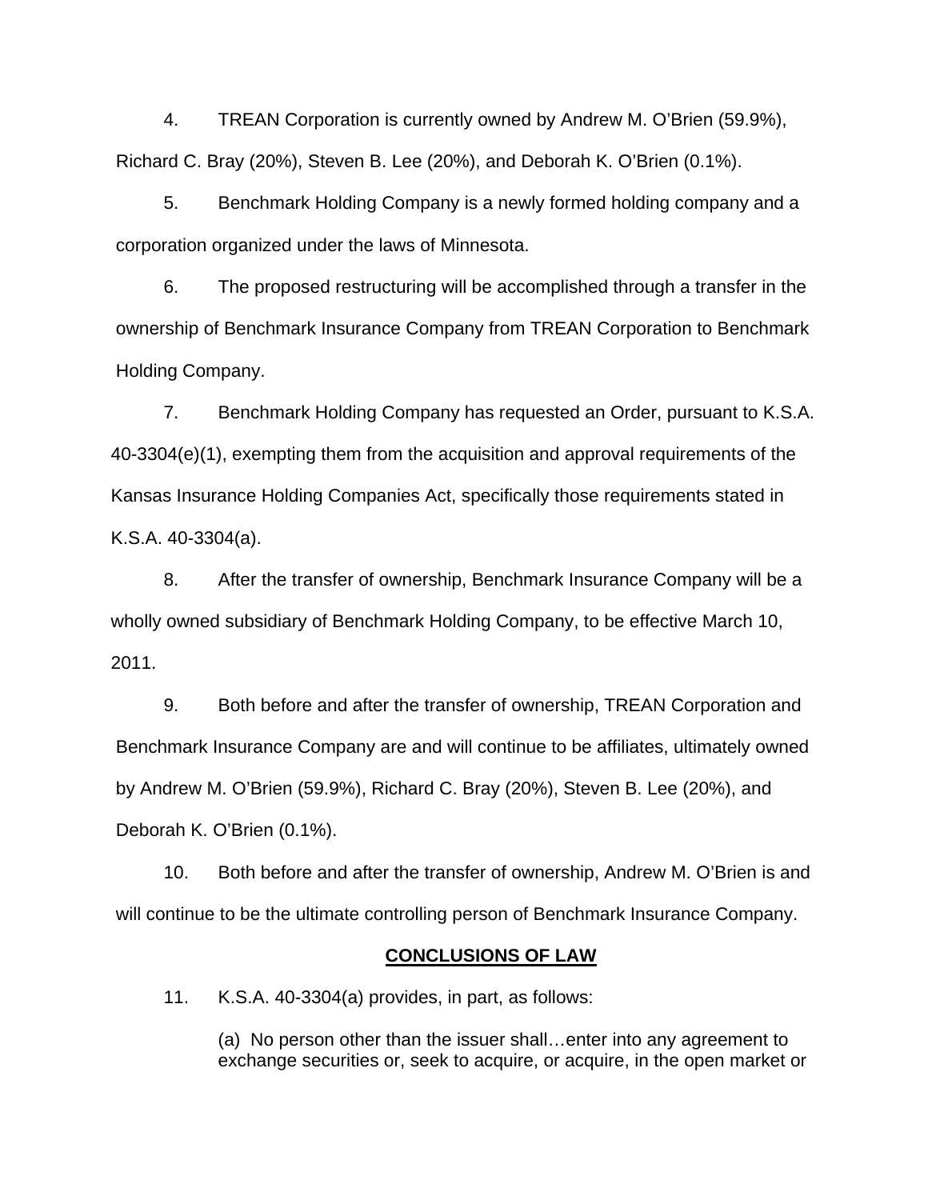4. TREAN Corporation is currently owned by Andrew M. O'Brien (59.9%), Richard C. Bray (20%), Steven B. Lee (20%), and Deborah K. O'Brien (0.1%).

5. Benchmark Holding Company is a newly formed holding company and a corporation organized under the laws of Minnesota.

6. The proposed restructuring will be accomplished through a transfer in the ownership of Benchmark Insurance Company from TREAN Corporation to Benchmark Holding Company.

7. Benchmark Holding Company has requested an Order, pursuant to K.S.A. 40-3304(e)(1), exempting them from the acquisition and approval requirements of the Kansas Insurance Holding Companies Act, specifically those requirements stated in K.S.A. 40-3304(a).

8. After the transfer of ownership, Benchmark Insurance Company will be a wholly owned subsidiary of Benchmark Holding Company, to be effective March 10, 2011.

9. Both before and after the transfer of ownership, TREAN Corporation and Benchmark Insurance Company are and will continue to be affiliates, ultimately owned by Andrew M. O'Brien (59.9%), Richard C. Bray (20%), Steven B. Lee (20%), and Deborah K. O'Brien (0.1%).

10. Both before and after the transfer of ownership, Andrew M. O'Brien is and will continue to be the ultimate controlling person of Benchmark Insurance Company.

## CONCLUSIONS OF LAW

11. K.S.A. 40-3304(a) provides, in part, as follows:

> (a) No person other than the issuer shall…enter into any agreement to exchange securities or, seek to acquire, or acquire, in the open market or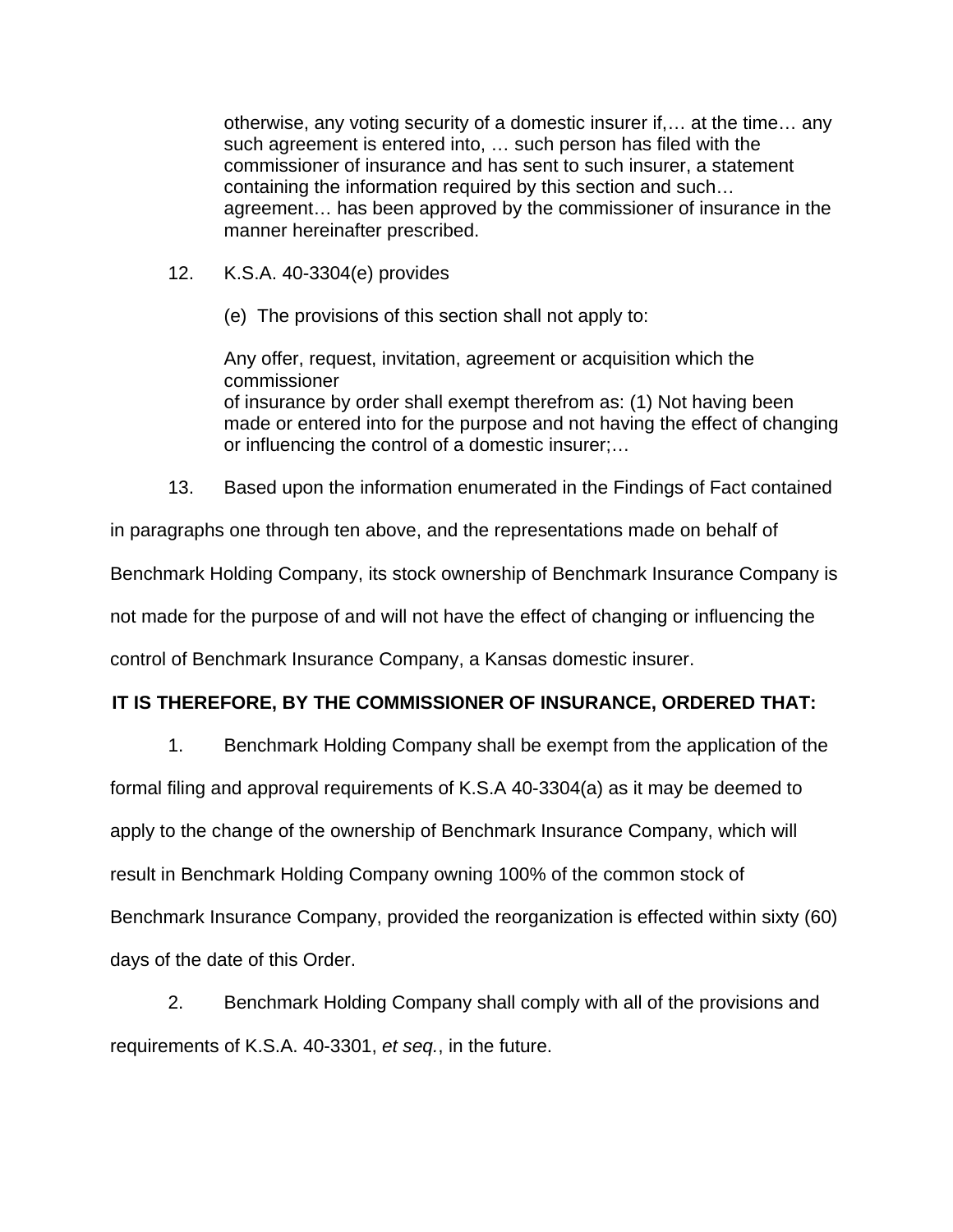> otherwise, any voting security of a domestic insurer if,… at the time… any such agreement is entered into, … such person has filed with the commissioner of insurance and has sent to such insurer, a statement containing the information required by this section and such… agreement… has been approved by the commissioner of insurance in the manner hereinafter prescribed.

12. K.S.A. 40-3304(e) provides

> (e) The provisions of this section shall not apply to:
>
> Any offer, request, invitation, agreement or acquisition which the commissioner of insurance by order shall exempt therefrom as: (1) Not having been made or entered into for the purpose and not having the effect of changing or influencing the control of a domestic insurer;…

13. Based upon the information enumerated in the Findings of Fact contained in paragraphs one through ten above, and the representations made on behalf of Benchmark Holding Company, its stock ownership of Benchmark Insurance Company is not made for the purpose of and will not have the effect of changing or influencing the control of Benchmark Insurance Company, a Kansas domestic insurer.

**IT IS THEREFORE, BY THE COMMISSIONER OF INSURANCE, ORDERED THAT:**

1. Benchmark Holding Company shall be exempt from the application of the formal filing and approval requirements of K.S.A 40-3304(a) as it may be deemed to apply to the change of the ownership of Benchmark Insurance Company, which will result in Benchmark Holding Company owning 100% of the common stock of Benchmark Insurance Company, provided the reorganization is effected within sixty (60) days of the date of this Order.

2. Benchmark Holding Company shall comply with all of the provisions and requirements of K.S.A. 40-3301, *et seq.*, in the future.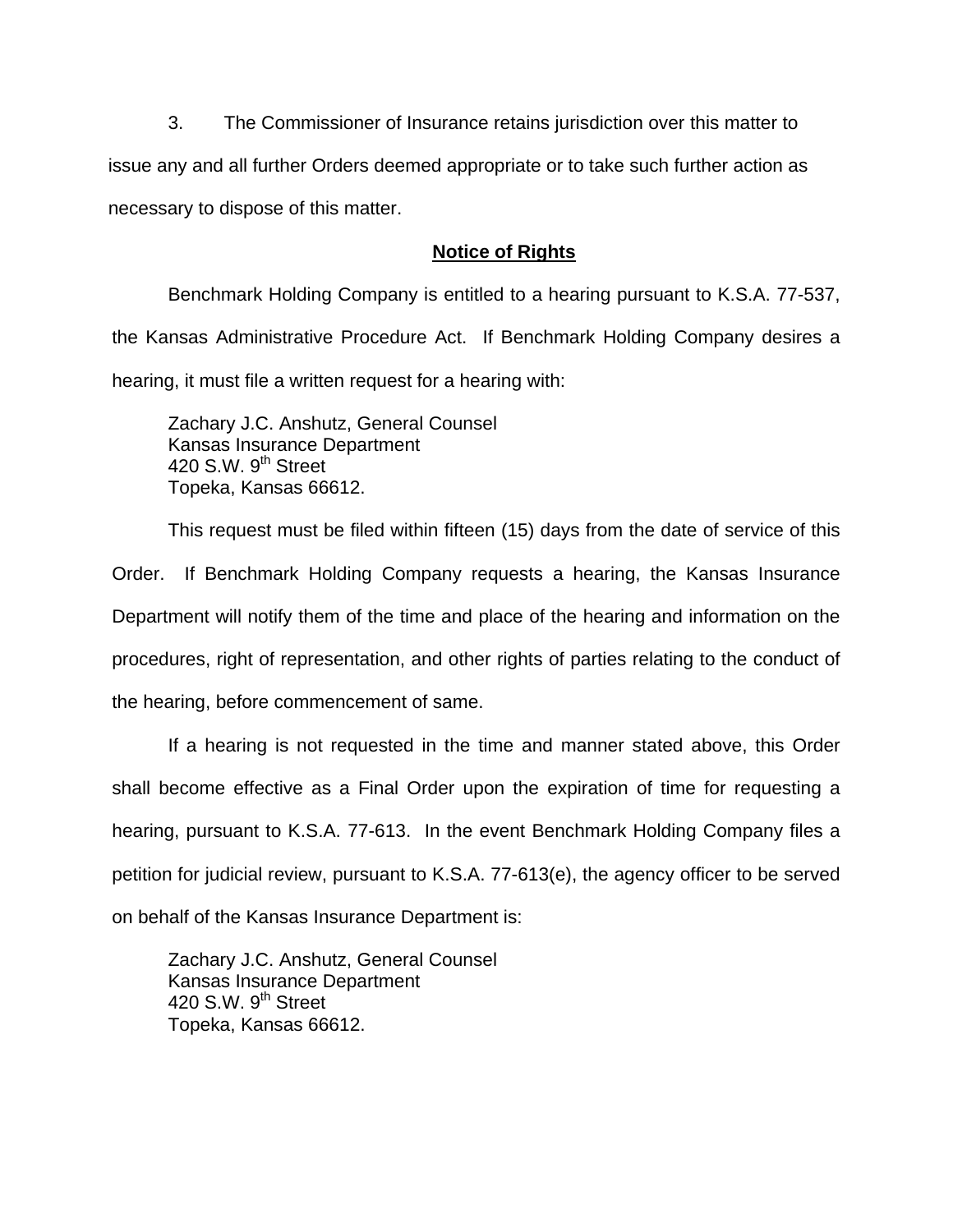3. The Commissioner of Insurance retains jurisdiction over this matter to issue any and all further Orders deemed appropriate or to take such further action as necessary to dispose of this matter.

## Notice of Rights

Benchmark Holding Company is entitled to a hearing pursuant to K.S.A. 77-537, the Kansas Administrative Procedure Act. If Benchmark Holding Company desires a hearing, it must file a written request for a hearing with:

Zachary J.C. Anshutz, General Counsel
Kansas Insurance Department
420 S.W. 9th Street
Topeka, Kansas 66612.

This request must be filed within fifteen (15) days from the date of service of this Order. If Benchmark Holding Company requests a hearing, the Kansas Insurance Department will notify them of the time and place of the hearing and information on the procedures, right of representation, and other rights of parties relating to the conduct of the hearing, before commencement of same.

If a hearing is not requested in the time and manner stated above, this Order shall become effective as a Final Order upon the expiration of time for requesting a hearing, pursuant to K.S.A. 77-613. In the event Benchmark Holding Company files a petition for judicial review, pursuant to K.S.A. 77-613(e), the agency officer to be served on behalf of the Kansas Insurance Department is:

Zachary J.C. Anshutz, General Counsel
Kansas Insurance Department
420 S.W. 9th Street
Topeka, Kansas 66612.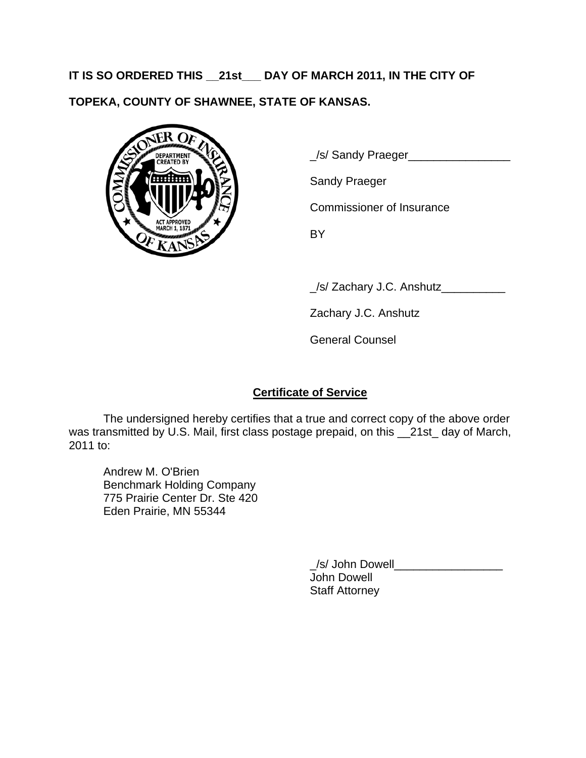**IT IS SO ORDERED THIS __21st___ DAY OF MARCH 2011, IN THE CITY OF TOPEKA, COUNTY OF SHAWNEE, STATE OF KANSAS.**

_/s/ Sandy Praeger________________

Sandy Praeger

Commissioner of Insurance

BY

_/s/ Zachary J.C. Anshutz__________

Zachary J.C. Anshutz

General Counsel

## **Certificate of Service**

The undersigned hereby certifies that a true and correct copy of the above order was transmitted by U.S. Mail, first class postage prepaid, on this __21st_ day of March, 2011 to:

Andrew M. O'Brien
Benchmark Holding Company
775 Prairie Center Dr. Ste 420
Eden Prairie, MN 55344

_/s/ John Dowell_________________
John Dowell
Staff Attorney